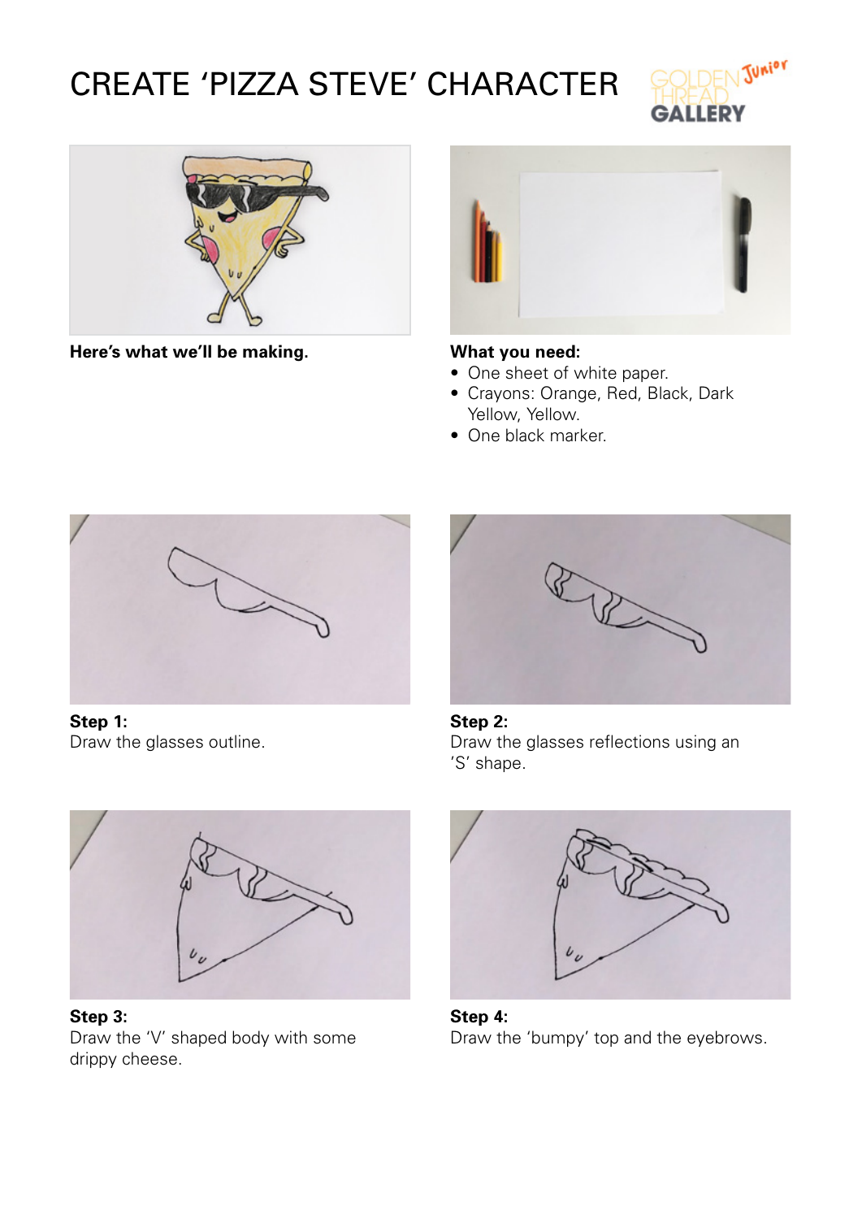# CREATE 'PIZZA STEVE' CHARACTER

GOLDEN THREAD Junior GALLERY

**Here's what we'll be making.**

**What you need:**

- One sheet of white paper.
- Crayons: Orange, Red, Black, Dark Yellow, Yellow.
- One black marker.

**Step 1:**
Draw the glasses outline.

**Step 2:**
Draw the glasses reflections using an 'S' shape.

**Step 3:**
Draw the 'V' shaped body with some drippy cheese.

**Step 4:**
Draw the 'bumpy' top and the eyebrows.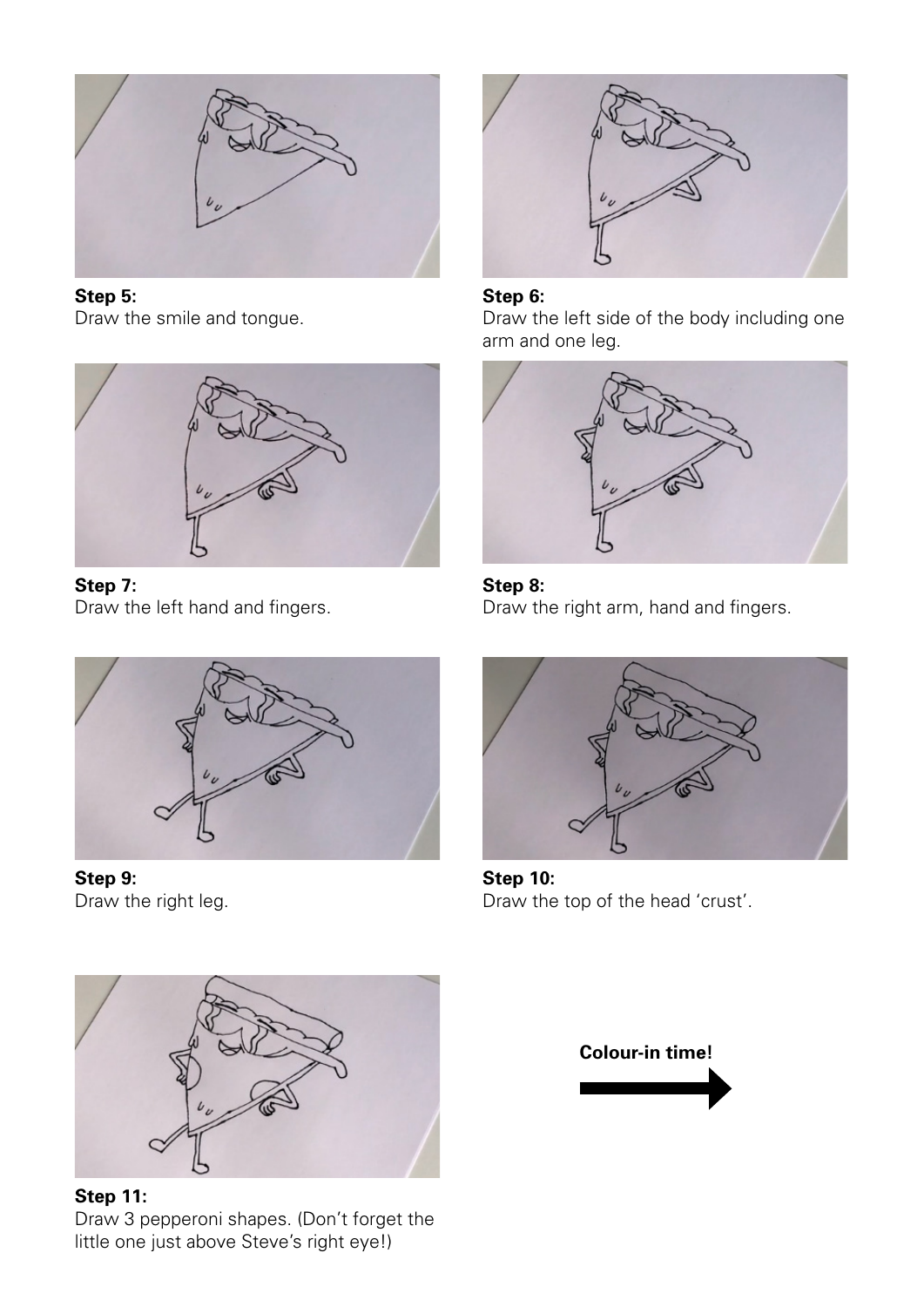**Step 5:**
Draw the smile and tongue.

**Step 6:**
Draw the left side of the body including one arm and one leg.

**Step 7:**
Draw the left hand and fingers.

**Step 8:**
Draw the right arm, hand and fingers.

**Step 9:**
Draw the right leg.

**Step 10:**
Draw the top of the head 'crust'.

**Step 11:**
Draw 3 pepperoni shapes. (Don't forget the little one just above Steve's right eye!)

**Colour-in time!**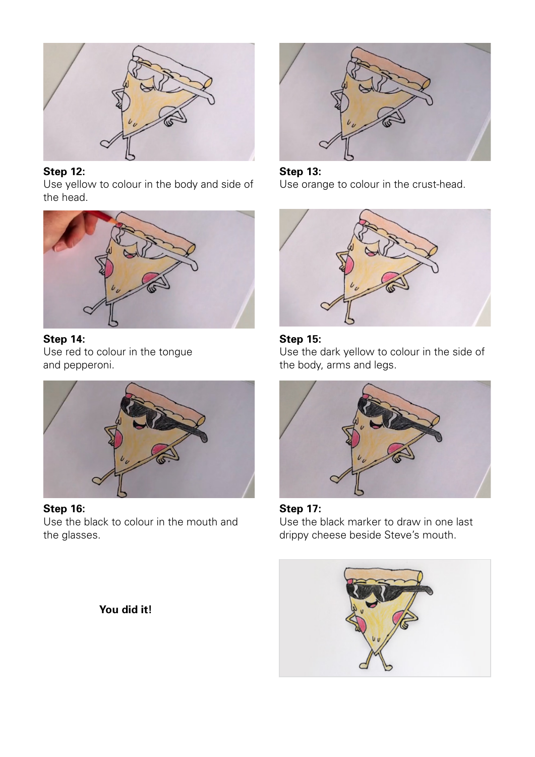**Step 12:**
Use yellow to colour in the body and side of the head.

**Step 13:**
Use orange to colour in the crust-head.

**Step 14:**
Use red to colour in the tongue and pepperoni.

**Step 15:**
Use the dark yellow to colour in the side of the body, arms and legs.

**Step 16:**
Use the black to colour in the mouth and the glasses.

**Step 17:**
Use the black marker to draw in one last drippy cheese beside Steve's mouth.

**You did it!**